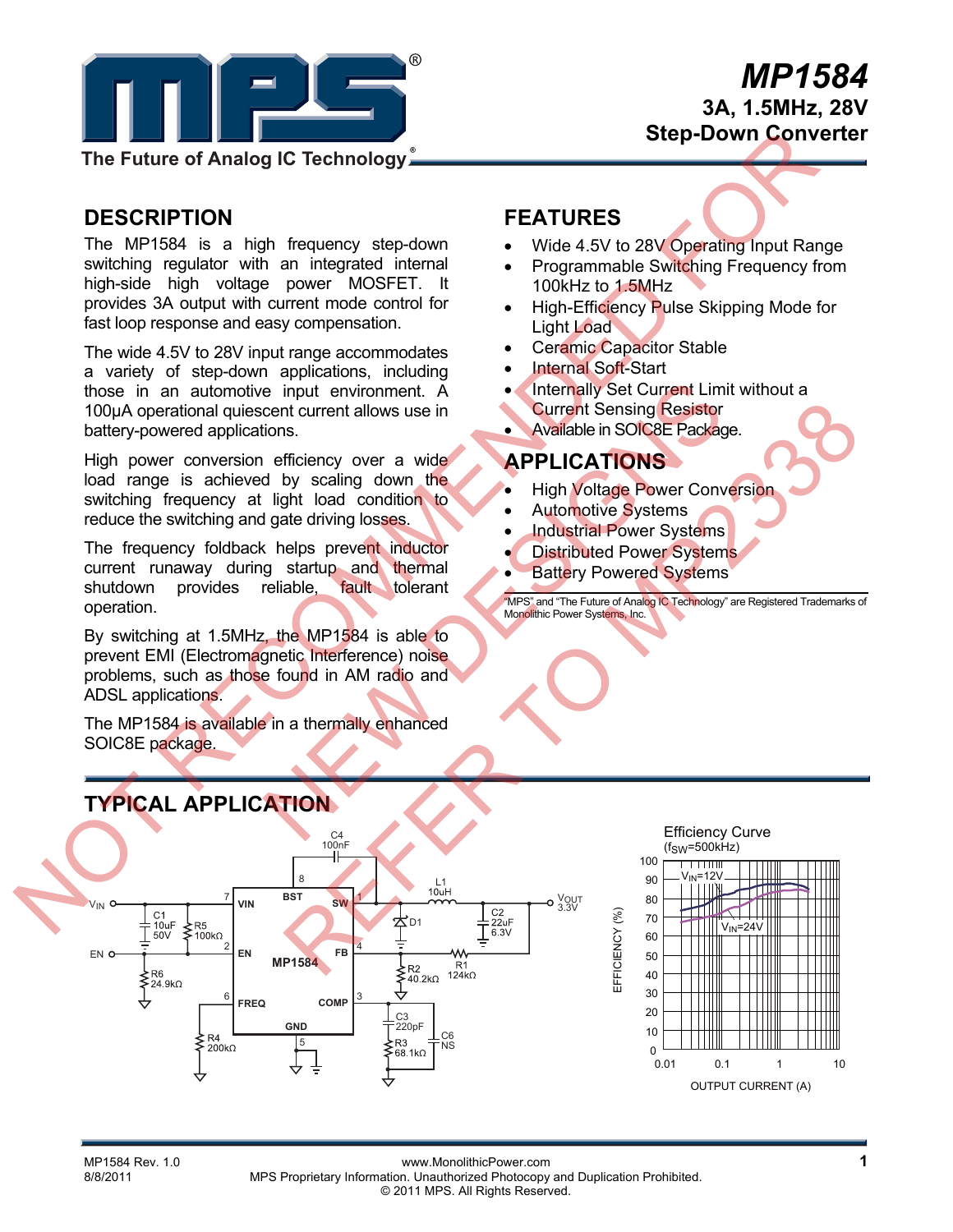# MP1584

## 3A, 1.5MHz, 28V Step-Down Converter

The Future of Analog IC Technology®

NOT RECOMMENDED FOR NEW DESIGNS REFER TO MP2338

## DESCRIPTION

The MP1584 is a high frequency step-down switching regulator with an integrated internal high-side high voltage power MOSFET. It provides 3A output with current mode control for fast loop response and easy compensation.

The wide 4.5V to 28V input range accommodates a variety of step-down applications, including those in an automotive input environment. A 100µA operational quiescent current allows use in battery-powered applications.

High power conversion efficiency over a wide load range is achieved by scaling down the switching frequency at light load condition to reduce the switching and gate driving losses.

The frequency foldback helps prevent inductor current runaway during startup and thermal shutdown provides reliable, fault tolerant operation.

By switching at 1.5MHz, the MP1584 is able to prevent EMI (Electromagnetic Interference) noise problems, such as those found in AM radio and ADSL applications.

The MP1584 is available in a thermally enhanced SOIC8E package.

## FEATURES

- Wide 4.5V to 28V Operating Input Range
- Programmable Switching Frequency from 100kHz to 1.5MHz
- High-Efficiency Pulse Skipping Mode for Light Load
- Ceramic Capacitor Stable
- Internal Soft-Start
- Internally Set Current Limit without a Current Sensing Resistor
- Available in SOIC8E Package.

## APPLICATIONS

- High Voltage Power Conversion
- Automotive Systems
- Industrial Power Systems
- Distributed Power Systems
- Battery Powered Systems

"MPS" and "The Future of Analog IC Technology" are Registered Trademarks of Monolithic Power Systems, Inc.

## TYPICAL APPLICATION

Efficiency Curve ($f_{SW}$=500kHz)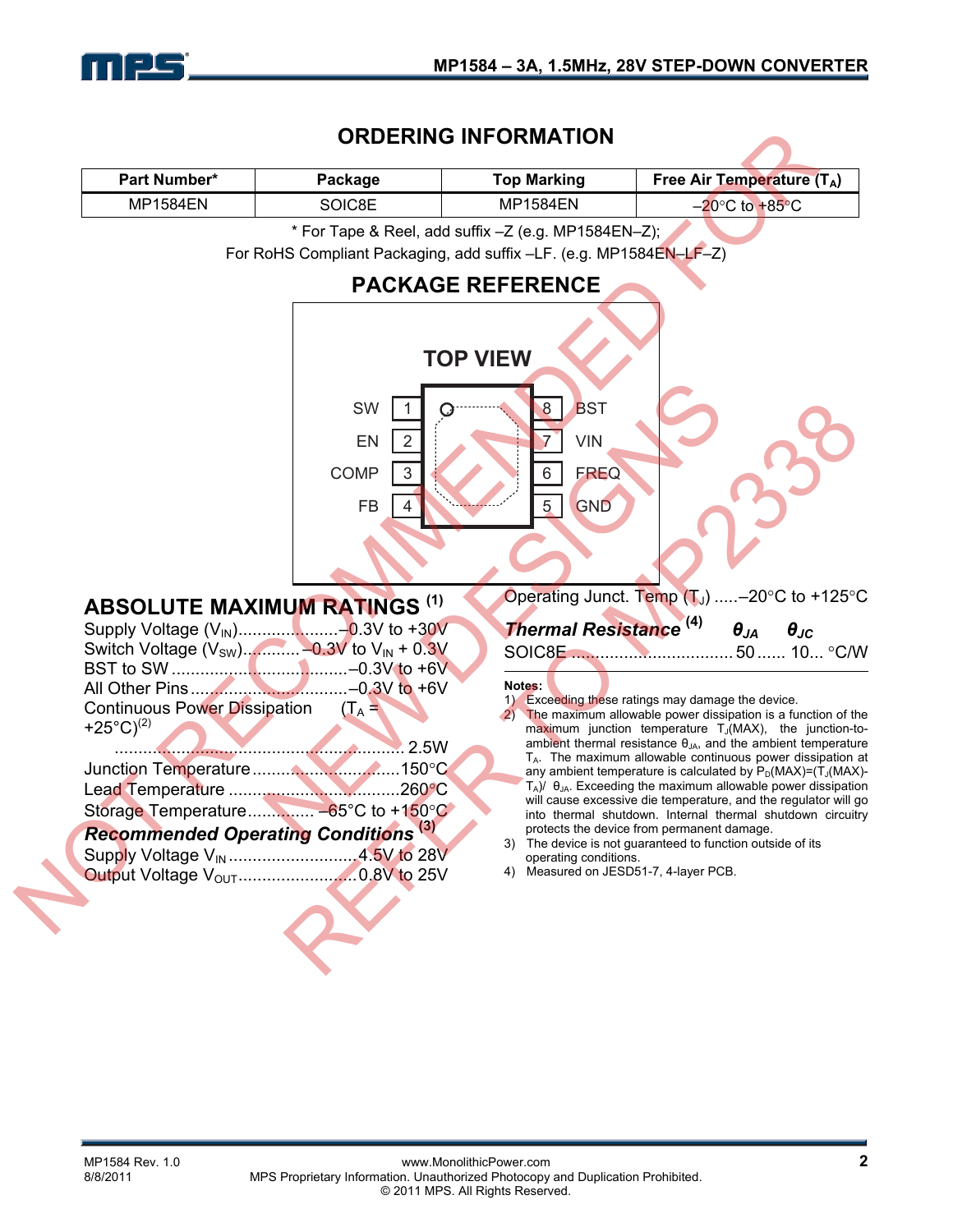## ORDERING INFORMATION

| Part Number* | Package | Top Marking | Free Air Temperature ($T_A$) |
|---|---|---|---|
| MP1584EN | SOIC8E | MP1584EN | –20°C to +85°C |

\* For Tape & Reel, add suffix –Z (e.g. MP1584EN–Z);
For RoHS Compliant Packaging, add suffix –LF. (e.g. MP1584EN–LF–Z)

## PACKAGE REFERENCE

TOP VIEW

| Pin | Name | Pin | Name |
|---|---|---|---|
| 1 | SW | 8 | BST |
| 2 | EN | 7 | VIN |
| 3 | COMP | 6 | FREQ |
| 4 | FB | 5 | GND |

NOT RECOMMENDED FOR NEW DESIGNS REFER TO MP2338

## ABSOLUTE MAXIMUM RATINGS (1)

Supply Voltage ($V_{IN}$)....................–0.3V to +30V
Switch Voltage ($V_{SW}$)...........–0.3V to $V_{IN}$ + 0.3V
BST to SW ....................................–0.3V to +6V
All Other Pins ................................–0.3V to +6V
Continuous Power Dissipation ($T_A$ = +25°C)(2)
........................................................ 2.5W
Junction Temperature ...............................150°C
Lead Temperature ....................................260°C
Storage Temperature............. –65°C to +150°C

### *Recommended Operating Conditions* (3)

Supply Voltage $V_{IN}$ ...........................4.5V to 28V
Output Voltage $V_{OUT}$..........................0.8V to 25V
Operating Junct. Temp ($T_J$) .....–20°C to +125°C

### *Thermal Resistance* (4)

| | $\theta_{JA}$ | $\theta_{JC}$ | |
|---|---|---|---|
| SOIC8E | 50 | 10 | °C/W |

**Notes:**

1) Exceeding these ratings may damage the device.
2) The maximum allowable power dissipation is a function of the maximum junction temperature $T_J$(MAX), the junction-to-ambient thermal resistance $\theta_{JA}$, and the ambient temperature $T_A$. The maximum allowable continuous power dissipation at any ambient temperature is calculated by $P_D(MAX)=(T_J(MAX)-T_A)/\theta_{JA}$. Exceeding the maximum allowable power dissipation will cause excessive die temperature, and the regulator will go into thermal shutdown. Internal thermal shutdown circuitry protects the device from permanent damage.
3) The device is not guaranteed to function outside of its operating conditions.
4) Measured on JESD51-7, 4-layer PCB.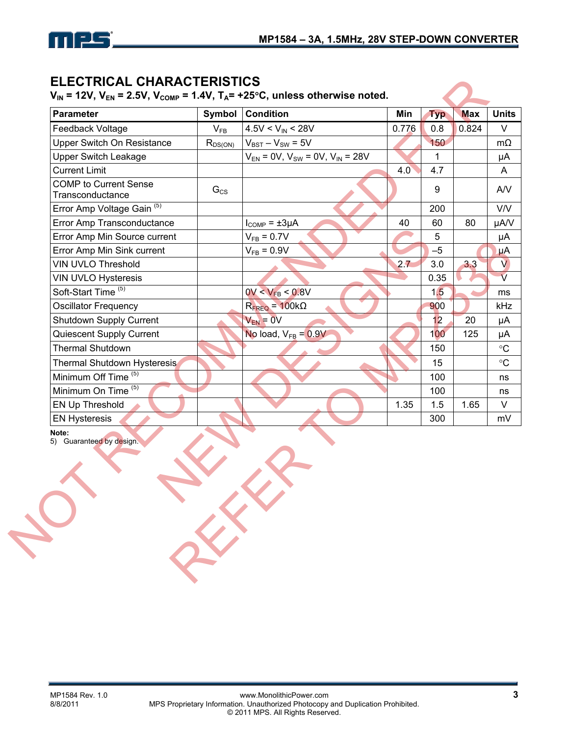## ELECTRICAL CHARACTERISTICS

**$V_{IN}$ = 12V, $V_{EN}$ = 2.5V, $V_{COMP}$ = 1.4V, $T_A$= +25°C, unless otherwise noted.**

| Parameter | Symbol | Condition | Min | Typ | Max | Units |
|---|---|---|---|---|---|---|
| Feedback Voltage | $V_{FB}$ | 4.5V < $V_{IN}$ < 28V | 0.776 | 0.8 | 0.824 | V |
| Upper Switch On Resistance | $R_{DS(ON)}$ | $V_{BST}$ – $V_{SW}$ = 5V | | 150 | | mΩ |
| Upper Switch Leakage | | $V_{EN}$ = 0V, $V_{SW}$ = 0V, $V_{IN}$ = 28V | | 1 | | μA |
| Current Limit | | | 4.0 | 4.7 | | A |
| COMP to Current Sense Transconductance | $G_{CS}$ | | | 9 | | A/V |
| Error Amp Voltage Gain (5) | | | | 200 | | V/V |
| Error Amp Transconductance | | $I_{COMP}$ = ±3μA | 40 | 60 | 80 | μA/V |
| Error Amp Min Source current | | $V_{FB}$ = 0.7V | | 5 | | μA |
| Error Amp Min Sink current | | $V_{FB}$ = 0.9V | | –5 | | μA |
| VIN UVLO Threshold | | | 2.7 | 3.0 | 3.3 | V |
| VIN UVLO Hysteresis | | | | 0.35 | | V |
| Soft-Start Time (5) | | 0V < $V_{FB}$ < 0.8V | | 1.5 | | ms |
| Oscillator Frequency | | $R_{FREQ}$ = 100kΩ | | 900 | | kHz |
| Shutdown Supply Current | | $V_{EN}$ = 0V | | 12 | 20 | μA |
| Quiescent Supply Current | | No load, $V_{FB}$ = 0.9V | | 100 | 125 | μA |
| Thermal Shutdown | | | | 150 | | °C |
| Thermal Shutdown Hysteresis | | | | 15 | | °C |
| Minimum Off Time (5) | | | | 100 | | ns |
| Minimum On Time (5) | | | | 100 | | ns |
| EN Up Threshold | | | 1.35 | 1.5 | 1.65 | V |
| EN Hysteresis | | | | 300 | | mV |

**Note:**
5) Guaranteed by design.

NOT RECOMMENDED FOR NEW DESIGNS REFER TO MP2338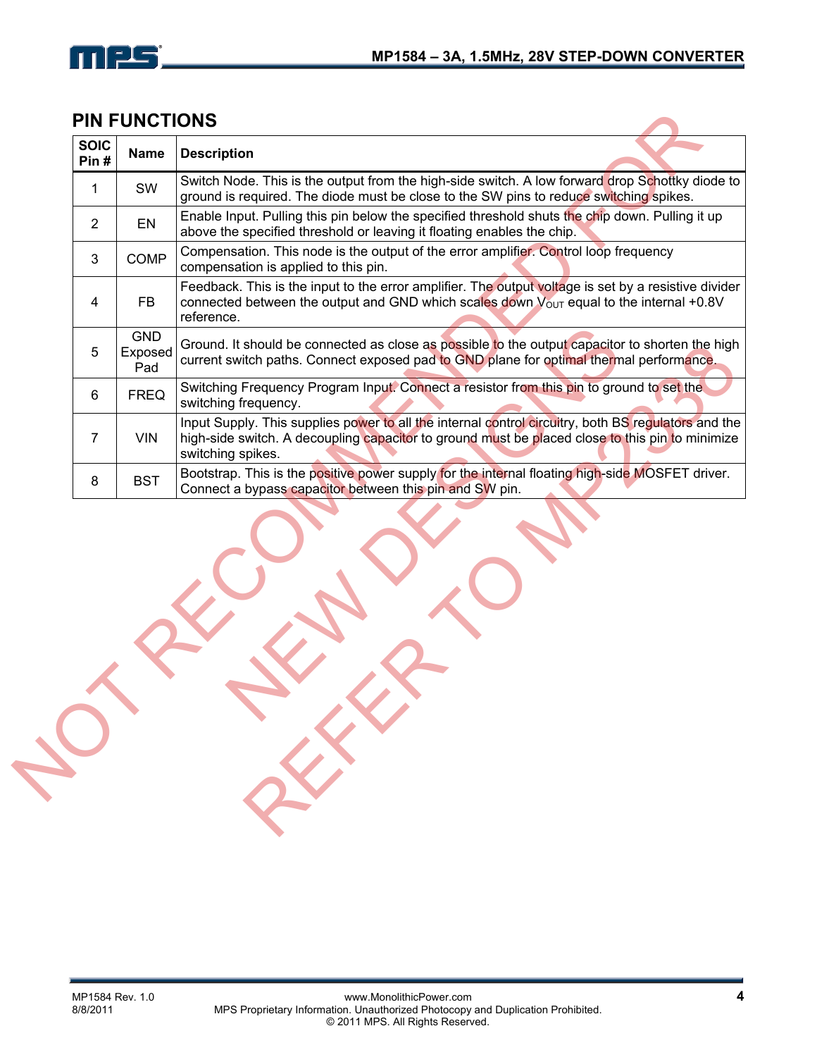## PIN FUNCTIONS

| SOIC Pin # | Name | Description |
|---|---|---|
| 1 | SW | Switch Node. This is the output from the high-side switch. A low forward drop Schottky diode to ground is required. The diode must be close to the SW pins to reduce switching spikes. |
| 2 | EN | Enable Input. Pulling this pin below the specified threshold shuts the chip down. Pulling it up above the specified threshold or leaving it floating enables the chip. |
| 3 | COMP | Compensation. This node is the output of the error amplifier. Control loop frequency compensation is applied to this pin. |
| 4 | FB | Feedback. This is the input to the error amplifier. The output voltage is set by a resistive divider connected between the output and GND which scales down $V_{OUT}$ equal to the internal +0.8V reference. |
| 5 | GND Exposed Pad | Ground. It should be connected as close as possible to the output capacitor to shorten the high current switch paths. Connect exposed pad to GND plane for optimal thermal performance. |
| 6 | FREQ | Switching Frequency Program Input. Connect a resistor from this pin to ground to set the switching frequency. |
| 7 | VIN | Input Supply. This supplies power to all the internal control circuitry, both BS regulators and the high-side switch. A decoupling capacitor to ground must be placed close to this pin to minimize switching spikes. |
| 8 | BST | Bootstrap. This is the positive power supply for the internal floating high-side MOSFET driver. Connect a bypass capacitor between this pin and SW pin. |

NOT RECOMMENDED FOR NEW DESIGNS REFER TO MP2338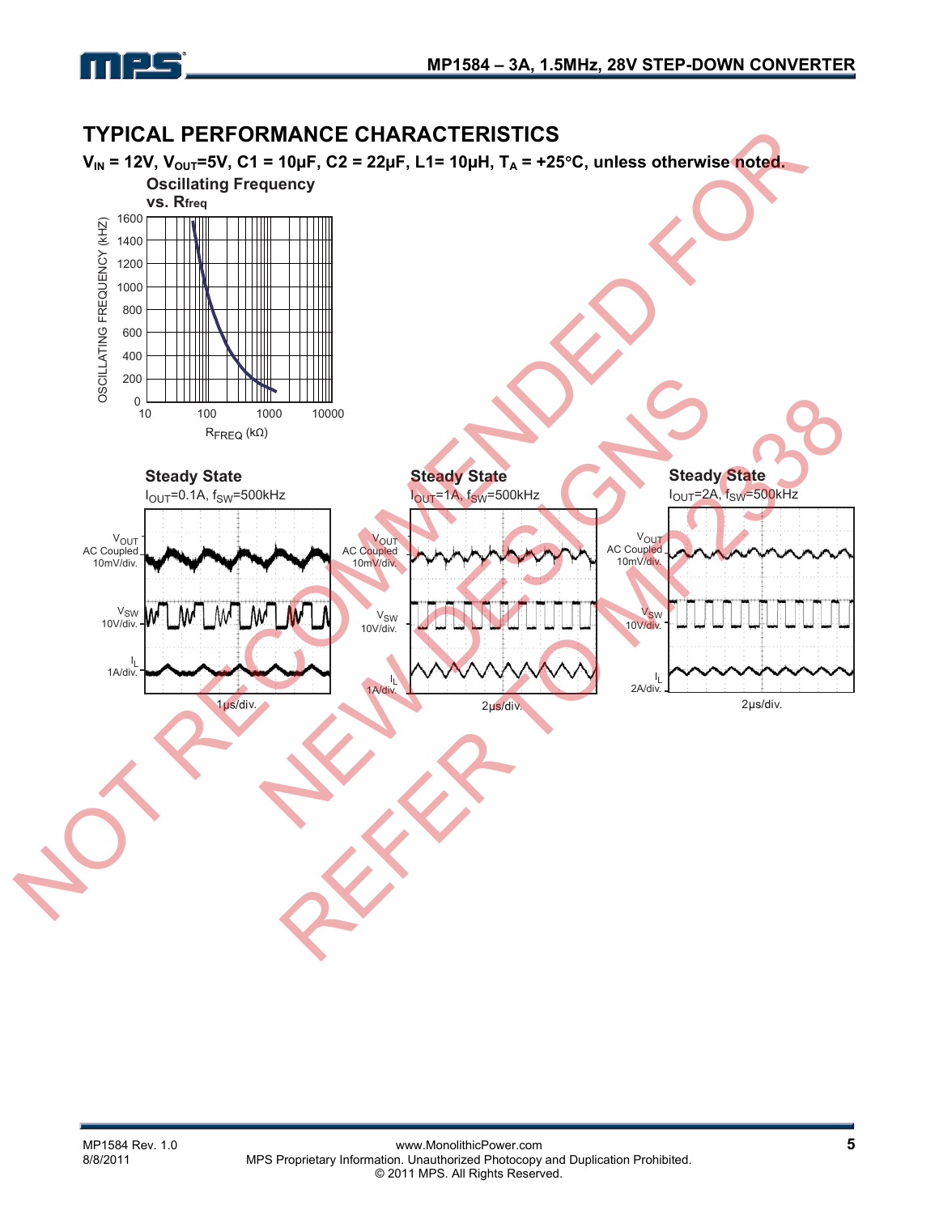## TYPICAL PERFORMANCE CHARACTERISTICS

**$V_{IN}$ = 12V, $V_{OUT}$=5V, C1 = 10µF, C2 = 22µF, L1= 10µH, $T_A$ = +25°C, unless otherwise noted.**

**Oscillating Frequency vs. $R_{freq}$**

OSCILLATING FREQUENCY (kHZ)

$R_{FREQ}$ (kΩ)

**Steady State**
$I_{OUT}$=0.1A, $f_{SW}$=500kHz

$V_{OUT}$ AC Coupled 10mV/div.

$V_{SW}$ 10V/div.

$I_L$ 1A/div.

1µs/div.

**Steady State**
$I_{OUT}$=1A, $f_{SW}$=500kHz

$V_{OUT}$ AC Coupled 10mV/div.

$V_{SW}$ 10V/div.

$I_L$ 1A/div.

2µs/div.

**Steady State**
$I_{OUT}$=2A, $f_{SW}$=500kHz

$V_{OUT}$ AC Coupled 10mV/div.

$V_{SW}$ 10V/div.

$I_L$ 2A/div.

2µs/div.

NOT RECOMMENDED FOR NEW DESIGNS REFER TO MP2338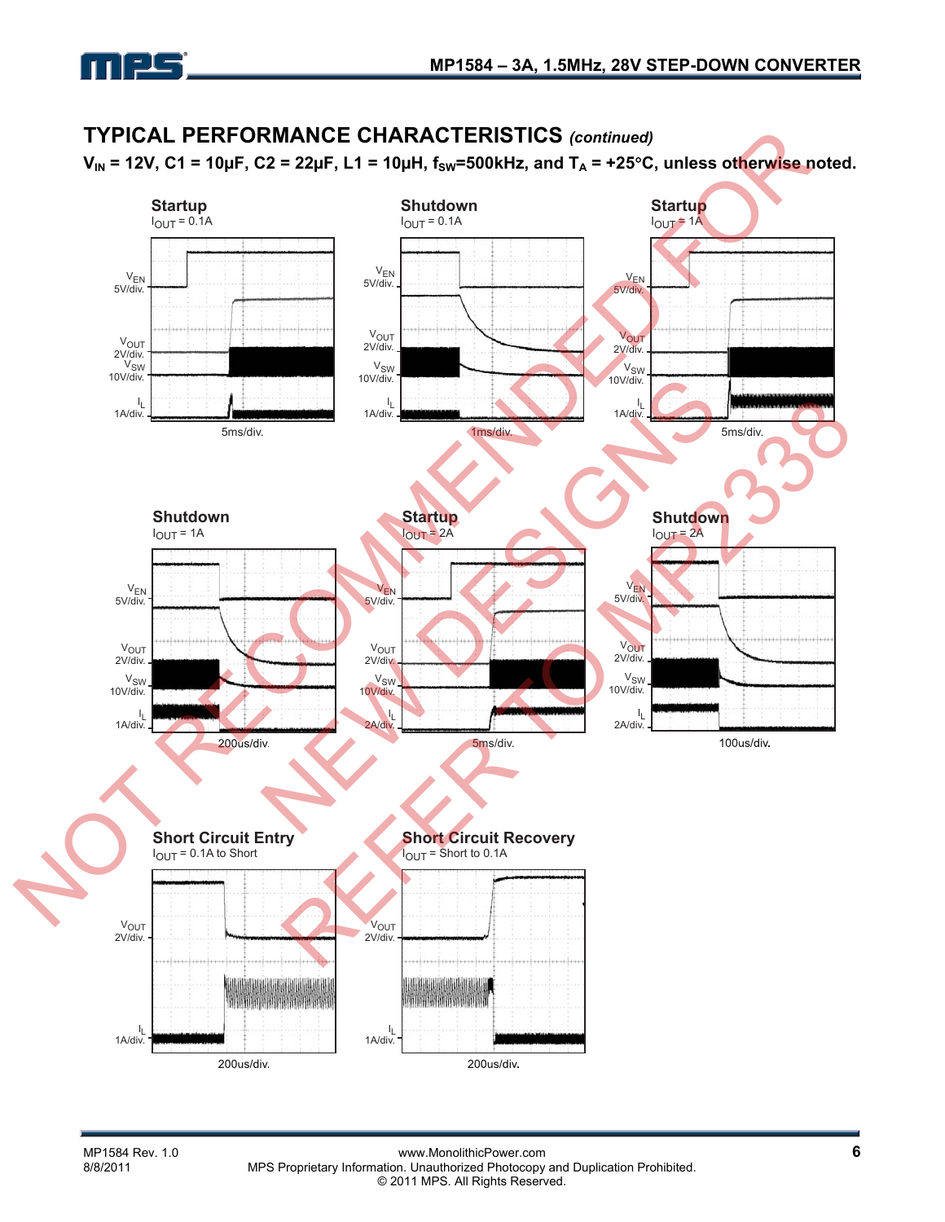## TYPICAL PERFORMANCE CHARACTERISTICS *(continued)*

**$V_{IN}$ = 12V, C1 = 10µF, C2 = 22µF, L1 = 10µH, $f_{SW}$=500kHz, and $T_A$ = +25°C, unless otherwise noted.**

**Startup**
$I_{OUT}$ = 0.1A

$V_{EN}$ 5V/div.
$V_{OUT}$ 2V/div.
$V_{SW}$ 10V/div.
$I_L$ 1A/div.
5ms/div.

**Shutdown**
$I_{OUT}$ = 0.1A

$V_{EN}$ 5V/div.
$V_{OUT}$ 2V/div.
$V_{SW}$ 10V/div.
$I_L$ 1A/div.
1ms/div.

**Startup**
$I_{OUT}$ = 1A

$V_{EN}$ 5V/div.
$V_{OUT}$ 2V/div.
$V_{SW}$ 10V/div.
$I_L$ 1A/div.
5ms/div.

**Shutdown**
$I_{OUT}$ = 1A

$V_{EN}$ 5V/div.
$V_{OUT}$ 2V/div.
$V_{SW}$ 10V/div.
$I_L$ 1A/div.
200us/div.

**Startup**
$I_{OUT}$ = 2A

$V_{EN}$ 5V/div.
$V_{OUT}$ 2V/div.
$V_{SW}$ 10V/div.
$I_L$ 2A/div.
5ms/div.

**Shutdown**
$I_{OUT}$ = 2A

$V_{EN}$ 5V/div.
$V_{OUT}$ 2V/div.
$V_{SW}$ 10V/div.
$I_L$ 2A/div.
100us/div.

**Short Circuit Entry**
$I_{OUT}$ = 0.1A to Short

$V_{OUT}$ 2V/div.
$I_L$ 1A/div.
200us/div.

**Short Circuit Recovery**
$I_{OUT}$ = Short to 0.1A

$V_{OUT}$ 2V/div.
$I_L$ 1A/div.
200us/div.

NOT RECOMMENDED FOR NEW DESIGNS REFER TO MP2338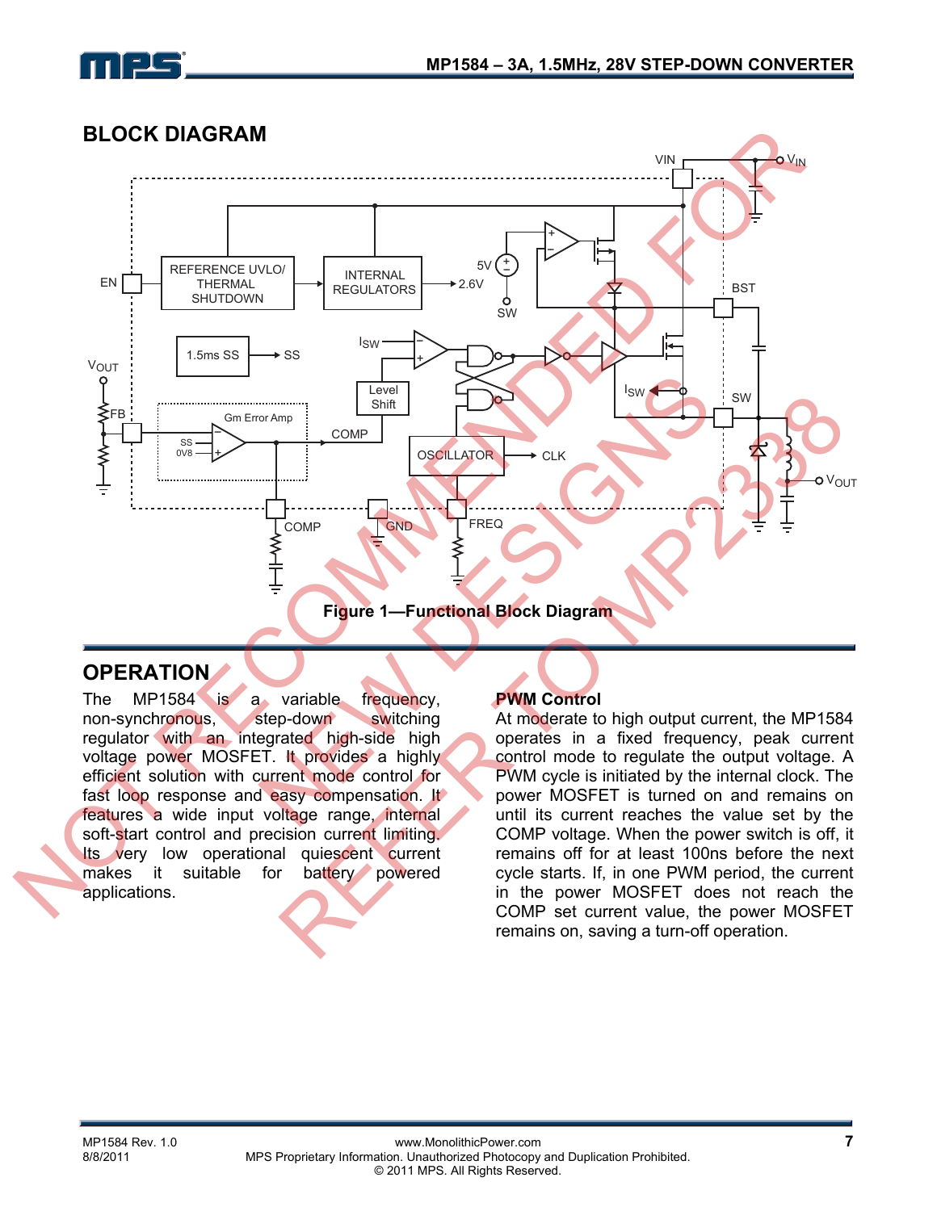## BLOCK DIAGRAM

Figure 1—Functional Block Diagram

## OPERATION

The MP1584 is a variable frequency, non-synchronous, step-down switching regulator with an integrated high-side high voltage power MOSFET. It provides a highly efficient solution with current mode control for fast loop response and easy compensation. It features a wide input voltage range, internal soft-start control and precision current limiting. Its very low operational quiescent current makes it suitable for battery powered applications.

### PWM Control

At moderate to high output current, the MP1584 operates in a fixed frequency, peak current control mode to regulate the output voltage. A PWM cycle is initiated by the internal clock. The power MOSFET is turned on and remains on until its current reaches the value set by the COMP voltage. When the power switch is off, it remains off for at least 100ns before the next cycle starts. If, in one PWM period, the current in the power MOSFET does not reach the COMP set current value, the power MOSFET remains on, saving a turn-off operation.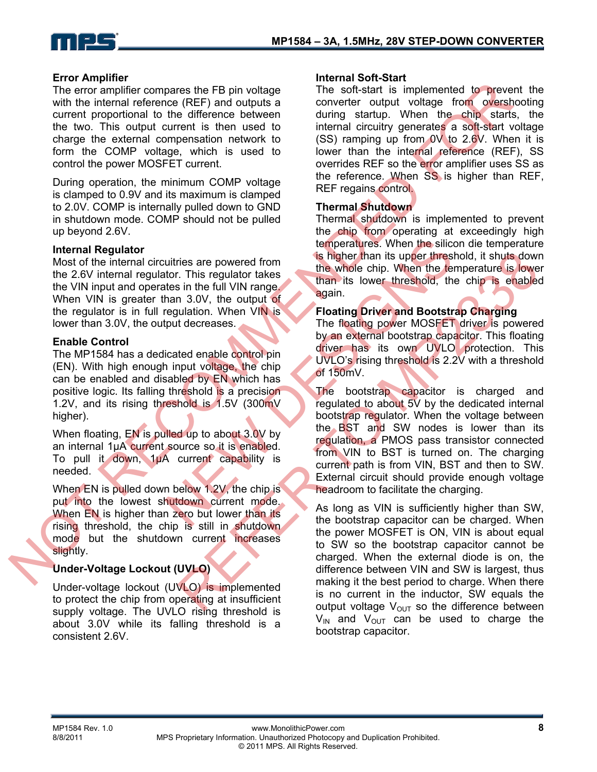### Error Amplifier

The error amplifier compares the FB pin voltage with the internal reference (REF) and outputs a current proportional to the difference between the two. This output current is then used to charge the external compensation network to form the COMP voltage, which is used to control the power MOSFET current.

During operation, the minimum COMP voltage is clamped to 0.9V and its maximum is clamped to 2.0V. COMP is internally pulled down to GND in shutdown mode. COMP should not be pulled up beyond 2.6V.

### Internal Regulator

Most of the internal circuitries are powered from the 2.6V internal regulator. This regulator takes the VIN input and operates in the full VIN range. When VIN is greater than 3.0V, the output of the regulator is in full regulation. When VIN is lower than 3.0V, the output decreases.

### Enable Control

The MP1584 has a dedicated enable control pin (EN). With high enough input voltage, the chip can be enabled and disabled by EN which has positive logic. Its falling threshold is a precision 1.2V, and its rising threshold is 1.5V (300mV higher).

When floating, EN is pulled up to about 3.0V by an internal 1µA current source so it is enabled. To pull it down, 1µA current capability is needed.

When EN is pulled down below 1.2V, the chip is put into the lowest shutdown current mode. When EN is higher than zero but lower than its rising threshold, the chip is still in shutdown mode but the shutdown current increases slightly.

### Under-Voltage Lockout (UVLO)

Under-voltage lockout (UVLO) is implemented to protect the chip from operating at insufficient supply voltage. The UVLO rising threshold is about 3.0V while its falling threshold is a consistent 2.6V.

### Internal Soft-Start

The soft-start is implemented to prevent the converter output voltage from overshooting during startup. When the chip starts, the internal circuitry generates a soft-start voltage (SS) ramping up from 0V to 2.6V. When it is lower than the internal reference (REF), SS overrides REF so the error amplifier uses SS as the reference. When SS is higher than REF, REF regains control.

### Thermal Shutdown

Thermal shutdown is implemented to prevent the chip from operating at exceedingly high temperatures. When the silicon die temperature is higher than its upper threshold, it shuts down the whole chip. When the temperature is lower than its lower threshold, the chip is enabled again.

### Floating Driver and Bootstrap Charging

The floating power MOSFET driver is powered by an external bootstrap capacitor. This floating driver has its own UVLO protection. This UVLO's rising threshold is 2.2V with a threshold of 150mV.

The bootstrap capacitor is charged and regulated to about 5V by the dedicated internal bootstrap regulator. When the voltage between the BST and SW nodes is lower than its regulation, a PMOS pass transistor connected from VIN to BST is turned on. The charging current path is from VIN, BST and then to SW. External circuit should provide enough voltage headroom to facilitate the charging.

As long as VIN is sufficiently higher than SW, the bootstrap capacitor can be charged. When the power MOSFET is ON, VIN is about equal to SW so the bootstrap capacitor cannot be charged. When the external diode is on, the difference between VIN and SW is largest, thus making it the best period to charge. When there is no current in the inductor, SW equals the output voltage $V_{OUT}$ so the difference between $V_{IN}$ and $V_{OUT}$ can be used to charge the bootstrap capacitor.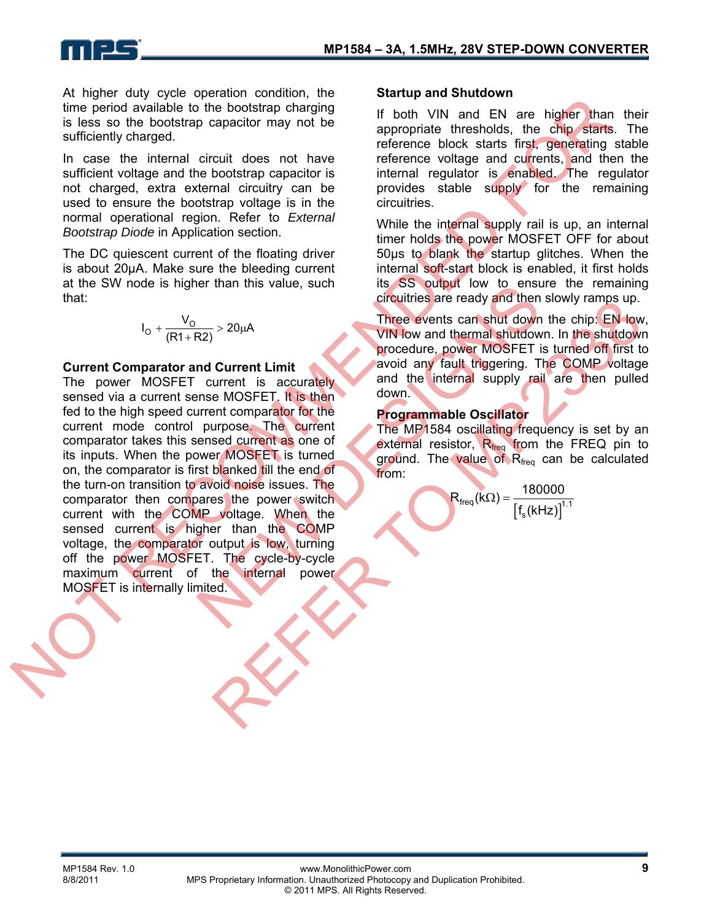At higher duty cycle operation condition, the time period available to the bootstrap charging is less so the bootstrap capacitor may not be sufficiently charged.

In case the internal circuit does not have sufficient voltage and the bootstrap capacitor is not charged, extra external circuitry can be used to ensure the bootstrap voltage is in the normal operational region. Refer to *External Bootstrap Diode* in Application section.

The DC quiescent current of the floating driver is about 20μA. Make sure the bleeding current at the SW node is higher than this value, such that:

$$I_O + \frac{V_O}{(R1 + R2)} > 20\mu A$$

### Current Comparator and Current Limit

The power MOSFET current is accurately sensed via a current sense MOSFET. It is then fed to the high speed current comparator for the current mode control purpose. The current comparator takes this sensed current as one of its inputs. When the power MOSFET is turned on, the comparator is first blanked till the end of the turn-on transition to avoid noise issues. The comparator then compares the power switch current with the COMP voltage. When the sensed current is higher than the COMP voltage, the comparator output is low, turning off the power MOSFET. The cycle-by-cycle maximum current of the internal power MOSFET is internally limited.

### Startup and Shutdown

If both VIN and EN are higher than their appropriate thresholds, the chip starts. The reference block starts first, generating stable reference voltage and currents, and then the internal regulator is enabled. The regulator provides stable supply for the remaining circuitries.

While the internal supply rail is up, an internal timer holds the power MOSFET OFF for about 50μs to blank the startup glitches. When the internal soft-start block is enabled, it first holds its SS output low to ensure the remaining circuitries are ready and then slowly ramps up.

Three events can shut down the chip: EN low, VIN low and thermal shutdown. In the shutdown procedure, power MOSFET is turned off first to avoid any fault triggering. The COMP voltage and the internal supply rail are then pulled down.

### Programmable Oscillator

The MP1584 oscillating frequency is set by an external resistor, $R_{freq}$ from the FREQ pin to ground. The value of $R_{freq}$ can be calculated from:

$$R_{freq}(k\Omega) = \frac{180000}{\left[f_s(kHz)\right]^{1.1}}$$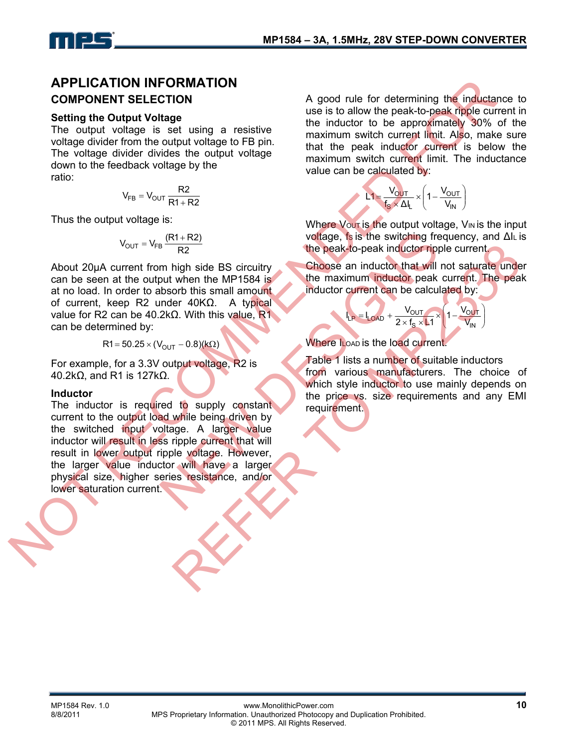# APPLICATION INFORMATION

## COMPONENT SELECTION

### Setting the Output Voltage

The output voltage is set using a resistive voltage divider from the output voltage to FB pin. The voltage divider divides the output voltage down to the feedback voltage by the ratio:

$$V_{FB} = V_{OUT}\frac{R2}{R1 + R2}$$

Thus the output voltage is:

$$V_{OUT} = V_{FB}\frac{(R1 + R2)}{R2}$$

About 20μA current from high side BS circuitry can be seen at the output when the MP1584 is at no load. In order to absorb this small amount of current, keep R2 under 40KΩ. A typical value for R2 can be 40.2kΩ. With this value, R1 can be determined by:

$$R1 = 50.25 \times (V_{OUT} - 0.8)(k\Omega)$$

For example, for a 3.3V output voltage, R2 is 40.2kΩ, and R1 is 127kΩ.

### Inductor

The inductor is required to supply constant current to the output load while being driven by the switched input voltage. A larger value inductor will result in less ripple current that will result in lower output ripple voltage. However, the larger value inductor will have a larger physical size, higher series resistance, and/or lower saturation current.

A good rule for determining the inductance to use is to allow the peak-to-peak ripple current in the inductor to be approximately 30% of the maximum switch current limit. Also, make sure that the peak inductor current is below the maximum switch current limit. The inductance value can be calculated by:

$$L1 = \frac{V_{OUT}}{f_S \times \Delta I_L} \times \left(1 - \frac{V_{OUT}}{V_{IN}}\right)$$

Where $V_{OUT}$ is the output voltage, $V_{IN}$ is the input voltage, $f_S$ is the switching frequency, and $\Delta I_L$ is the peak-to-peak inductor ripple current.

Choose an inductor that will not saturate under the maximum inductor peak current. The peak inductor current can be calculated by:

$$I_{LP} = I_{LOAD} + \frac{V_{OUT}}{2 \times f_S \times L1} \times \left(1 - \frac{V_{OUT}}{V_{IN}}\right)$$

Where $I_{LOAD}$ is the load current.

Table 1 lists a number of suitable inductors from various manufacturers. The choice of which style inductor to use mainly depends on the price vs. size requirements and any EMI requirement.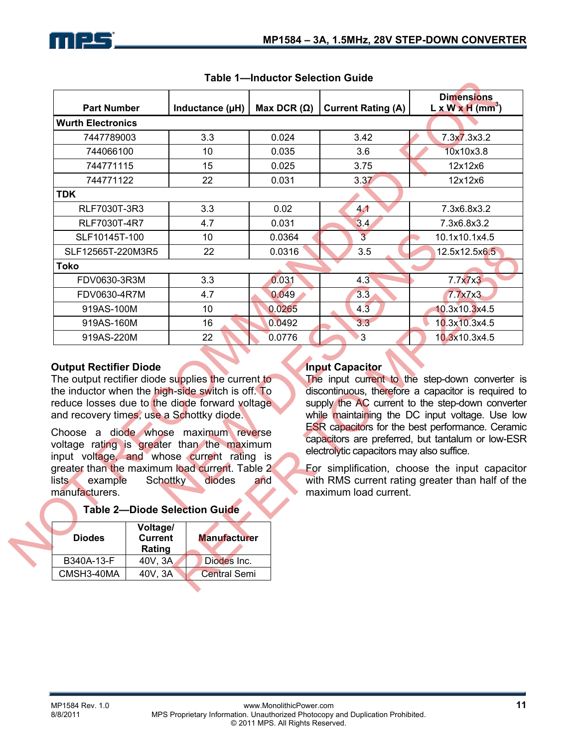**Table 1—Inductor Selection Guide**

| Part Number | Inductance (μH) | Max DCR (Ω) | Current Rating (A) | Dimensions L x W x H ($mm^3$) |
|---|---|---|---|---|
| **Wurth Electronics** | | | | |
| 7447789003 | 3.3 | 0.024 | 3.42 | 7.3x7.3x3.2 |
| 744066100 | 10 | 0.035 | 3.6 | 10x10x3.8 |
| 744771115 | 15 | 0.025 | 3.75 | 12x12x6 |
| 744771122 | 22 | 0.031 | 3.37 | 12x12x6 |
| **TDK** | | | | |
| RLF7030T-3R3 | 3.3 | 0.02 | 4.1 | 7.3x6.8x3.2 |
| RLF7030T-4R7 | 4.7 | 0.031 | 3.4 | 7.3x6.8x3.2 |
| SLF10145T-100 | 10 | 0.0364 | 3 | 10.1x10.1x4.5 |
| SLF12565T-220M3R5 | 22 | 0.0316 | 3.5 | 12.5x12.5x6.5 |
| **Toko** | | | | |
| FDV0630-3R3M | 3.3 | 0.031 | 4.3 | 7.7x7x3 |
| FDV0630-4R7M | 4.7 | 0.049 | 3.3 | 7.7x7x3 |
| 919AS-100M | 10 | 0.0265 | 4.3 | 10.3x10.3x4.5 |
| 919AS-160M | 16 | 0.0492 | 3.3 | 10.3x10.3x4.5 |
| 919AS-220M | 22 | 0.0776 | 3 | 10.3x10.3x4.5 |

### Output Rectifier Diode

The output rectifier diode supplies the current to the inductor when the high-side switch is off. To reduce losses due to the diode forward voltage and recovery times, use a Schottky diode.

Choose a diode whose maximum reverse voltage rating is greater than the maximum input voltage, and whose current rating is greater than the maximum load current. Table 2 lists example Schottky diodes and manufacturers.

**Table 2—Diode Selection Guide**

| Diodes | Voltage/ Current Rating | Manufacturer |
|---|---|---|
| B340A-13-F | 40V, 3A | Diodes Inc. |
| CMSH3-40MA | 40V, 3A | Central Semi |

### Input Capacitor

The input current to the step-down converter is discontinuous, therefore a capacitor is required to supply the AC current to the step-down converter while maintaining the DC input voltage. Use low ESR capacitors for the best performance. Ceramic capacitors are preferred, but tantalum or low-ESR electrolytic capacitors may also suffice.

For simplification, choose the input capacitor with RMS current rating greater than half of the maximum load current.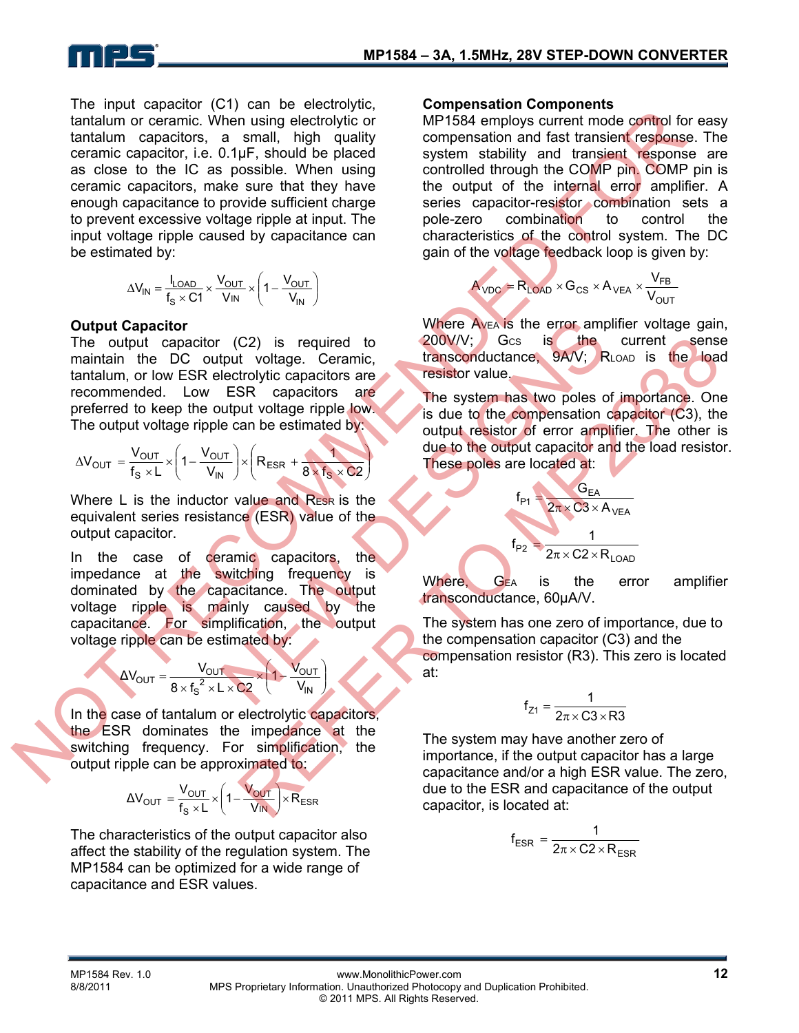The input capacitor (C1) can be electrolytic, tantalum or ceramic. When using electrolytic or tantalum capacitors, a small, high quality ceramic capacitor, i.e. 0.1μF, should be placed as close to the IC as possible. When using ceramic capacitors, make sure that they have enough capacitance to provide sufficient charge to prevent excessive voltage ripple at input. The input voltage ripple caused by capacitance can be estimated by:

$$\Delta V_{IN} = \frac{I_{LOAD}}{f_S \times C1} \times \frac{V_{OUT}}{V_{IN}} \times \left(1 - \frac{V_{OUT}}{V_{IN}}\right)$$

### Output Capacitor

The output capacitor (C2) is required to maintain the DC output voltage. Ceramic, tantalum, or low ESR electrolytic capacitors are recommended. Low ESR capacitors are preferred to keep the output voltage ripple low. The output voltage ripple can be estimated by:

$$\Delta V_{OUT} = \frac{V_{OUT}}{f_S \times L} \times \left(1 - \frac{V_{OUT}}{V_{IN}}\right) \times \left(R_{ESR} + \frac{1}{8 \times f_S \times C2}\right)$$

Where L is the inductor value and $R_{ESR}$ is the equivalent series resistance (ESR) value of the output capacitor.

In the case of ceramic capacitors, the impedance at the switching frequency is dominated by the capacitance. The output voltage ripple is mainly caused by the capacitance. For simplification, the output voltage ripple can be estimated by:

$$\Delta V_{OUT} = \frac{V_{OUT}}{8 \times f_S^{2} \times L \times C2} \times \left(1 - \frac{V_{OUT}}{V_{IN}}\right)$$

In the case of tantalum or electrolytic capacitors, the ESR dominates the impedance at the switching frequency. For simplification, the output ripple can be approximated to:

$$\Delta V_{OUT} = \frac{V_{OUT}}{f_S \times L} \times \left(1 - \frac{V_{OUT}}{V_{IN}}\right) \times R_{ESR}$$

The characteristics of the output capacitor also affect the stability of the regulation system. The MP1584 can be optimized for a wide range of capacitance and ESR values.

### Compensation Components

MP1584 employs current mode control for easy compensation and fast transient response. The system stability and transient response are controlled through the COMP pin. COMP pin is the output of the internal error amplifier. A series capacitor-resistor combination sets a pole-zero combination to control the characteristics of the control system. The DC gain of the voltage feedback loop is given by:

$$A_{VDC} = R_{LOAD} \times G_{CS} \times A_{VEA} \times \frac{V_{FB}}{V_{OUT}}$$

Where $A_{VEA}$ is the error amplifier voltage gain, 200V/V; $G_{CS}$ is the current sense transconductance, 9A/V; $R_{LOAD}$ is the load resistor value.

The system has two poles of importance. One is due to the compensation capacitor (C3), the output resistor of error amplifier. The other is due to the output capacitor and the load resistor. These poles are located at:

$$f_{P1} = \frac{G_{EA}}{2\pi \times C3 \times A_{VEA}}$$

$$f_{P2} = \frac{1}{2\pi \times C2 \times R_{LOAD}}$$

Where, $G_{EA}$ is the error amplifier transconductance, 60μA/V.

The system has one zero of importance, due to the compensation capacitor (C3) and the compensation resistor (R3). This zero is located at:

$$f_{Z1} = \frac{1}{2\pi \times C3 \times R3}$$

The system may have another zero of importance, if the output capacitor has a large capacitance and/or a high ESR value. The zero, due to the ESR and capacitance of the output capacitor, is located at:

$$f_{ESR} = \frac{1}{2\pi \times C2 \times R_{ESR}}$$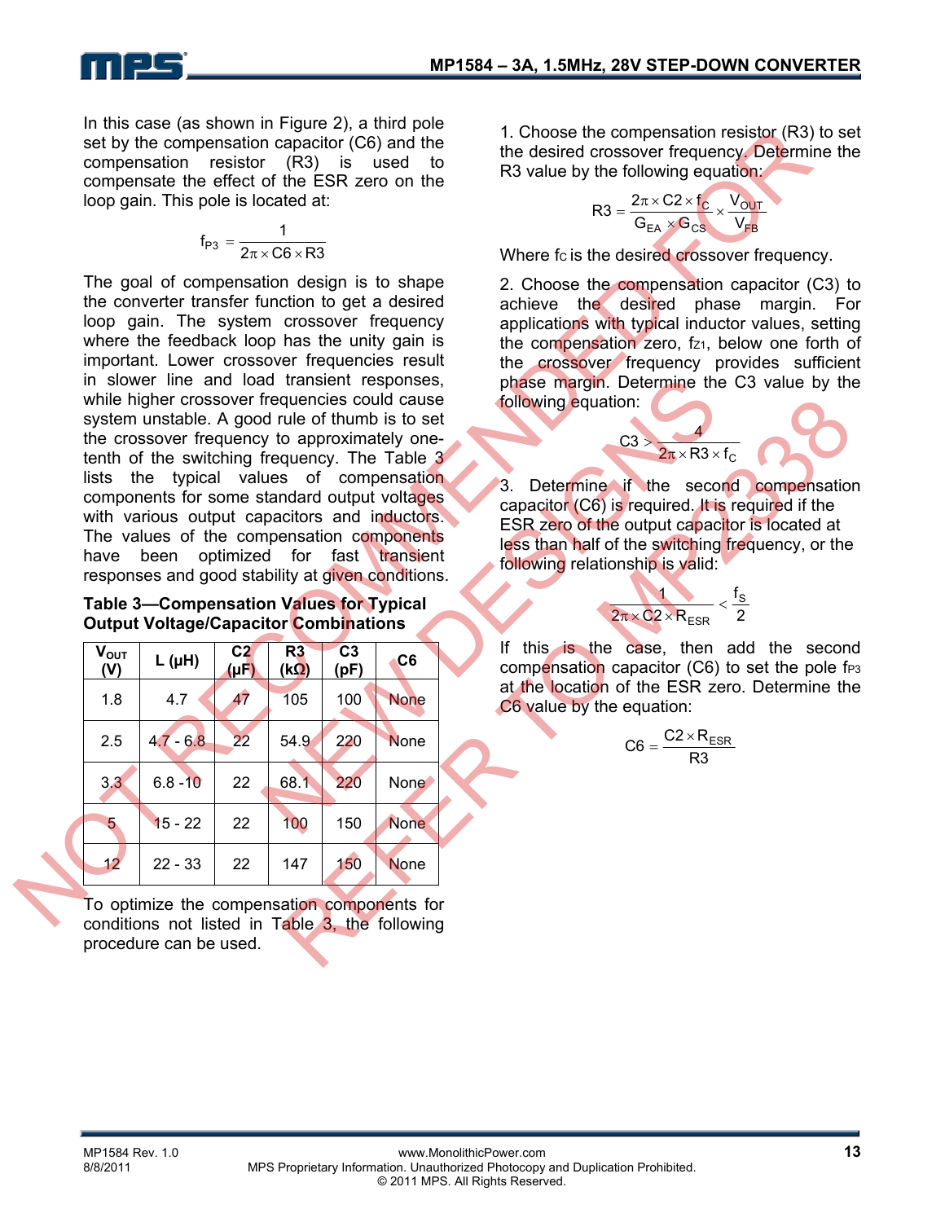In this case (as shown in Figure 2), a third pole set by the compensation capacitor (C6) and the compensation resistor (R3) is used to compensate the effect of the ESR zero on the loop gain. This pole is located at:

$$f_{P3} = \frac{1}{2\pi \times C6 \times R3}$$

The goal of compensation design is to shape the converter transfer function to get a desired loop gain. The system crossover frequency where the feedback loop has the unity gain is important. Lower crossover frequencies result in slower line and load transient responses, while higher crossover frequencies could cause system unstable. A good rule of thumb is to set the crossover frequency to approximately one-tenth of the switching frequency. The Table 3 lists the typical values of compensation components for some standard output voltages with various output capacitors and inductors. The values of the compensation components have been optimized for fast transient responses and good stability at given conditions.

**Table 3—Compensation Values for Typical Output Voltage/Capacitor Combinations**

| $V_{OUT}$ (V) | L (µH) | C2 (µF) | R3 (kΩ) | C3 (pF) | C6 |
|---|---|---|---|---|---|
| 1.8 | 4.7 | 47 | 105 | 100 | None |
| 2.5 | 4.7 - 6.8 | 22 | 54.9 | 220 | None |
| 3.3 | 6.8 -10 | 22 | 68.1 | 220 | None |
| 5 | 15 - 22 | 22 | 100 | 150 | None |
| 12 | 22 - 33 | 22 | 147 | 150 | None |

To optimize the compensation components for conditions not listed in Table 3, the following procedure can be used.

1. Choose the compensation resistor (R3) to set the desired crossover frequency. Determine the R3 value by the following equation:

$$R3 = \frac{2\pi \times C2 \times f_C}{G_{EA} \times G_{CS}} \times \frac{V_{OUT}}{V_{FB}}$$

Where $f_C$ is the desired crossover frequency.

2. Choose the compensation capacitor (C3) to achieve the desired phase margin. For applications with typical inductor values, setting the compensation zero, $f_{Z1}$, below one forth of the crossover frequency provides sufficient phase margin. Determine the C3 value by the following equation:

$$C3 > \frac{4}{2\pi \times R3 \times f_C}$$

3. Determine if the second compensation capacitor (C6) is required. It is required if the ESR zero of the output capacitor is located at less than half of the switching frequency, or the following relationship is valid:

$$\frac{1}{2\pi \times C2 \times R_{ESR}} < \frac{f_S}{2}$$

If this is the case, then add the second compensation capacitor (C6) to set the pole $f_{P3}$ at the location of the ESR zero. Determine the C6 value by the equation:

$$C6 = \frac{C2 \times R_{ESR}}{R3}$$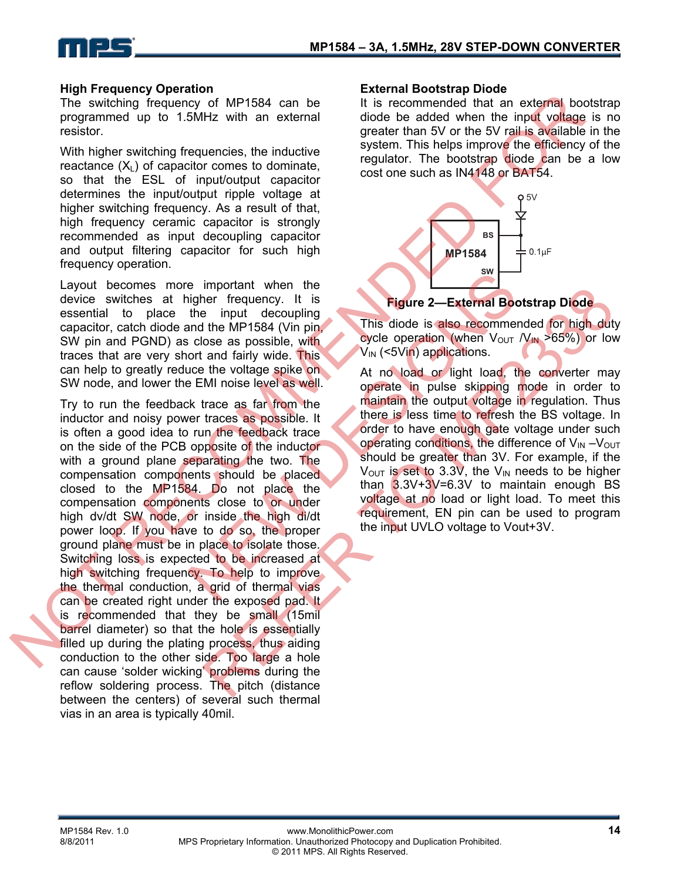### High Frequency Operation

The switching frequency of MP1584 can be programmed up to 1.5MHz with an external resistor.

With higher switching frequencies, the inductive reactance ($X_L$) of capacitor comes to dominate, so that the ESL of input/output capacitor determines the input/output ripple voltage at higher switching frequency. As a result of that, high frequency ceramic capacitor is strongly recommended as input decoupling capacitor and output filtering capacitor for such high frequency operation.

Layout becomes more important when the device switches at higher frequency. It is essential to place the input decoupling capacitor, catch diode and the MP1584 (Vin pin, SW pin and PGND) as close as possible, with traces that are very short and fairly wide. This can help to greatly reduce the voltage spike on SW node, and lower the EMI noise level as well.

Try to run the feedback trace as far from the inductor and noisy power traces as possible. It is often a good idea to run the feedback trace on the side of the PCB opposite of the inductor with a ground plane separating the two. The compensation components should be placed closed to the MP1584. Do not place the compensation components close to or under high dv/dt SW node, or inside the high di/dt power loop. If you have to do so, the proper ground plane must be in place to isolate those. Switching loss is expected to be increased at high switching frequency. To help to improve the thermal conduction, a grid of thermal vias can be created right under the exposed pad. It is recommended that they be small (15mil barrel diameter) so that the hole is essentially filled up during the plating process, thus aiding conduction to the other side. Too large a hole can cause 'solder wicking' problems during the reflow soldering process. The pitch (distance between the centers) of several such thermal vias in an area is typically 40mil.

### External Bootstrap Diode

It is recommended that an external bootstrap diode be added when the input voltage is no greater than 5V or the 5V rail is available in the system. This helps improve the efficiency of the regulator. The bootstrap diode can be a low cost one such as IN4148 or BAT54.

**Figure 2—External Bootstrap Diode**

This diode is also recommended for high duty cycle operation (when $V_{OUT}/V_{IN}$ >65%) or low $V_{IN}$ (<5Vin) applications.

At no load or light load, the converter may operate in pulse skipping mode in order to maintain the output voltage in regulation. Thus there is less time to refresh the BS voltage. In order to have enough gate voltage under such operating conditions, the difference of $V_{IN} - V_{OUT}$ should be greater than 3V. For example, if the $V_{OUT}$ is set to 3.3V, the $V_{IN}$ needs to be higher than 3.3V+3V=6.3V to maintain enough BS voltage at no load or light load. To meet this requirement, EN pin can be used to program the input UVLO voltage to Vout+3V.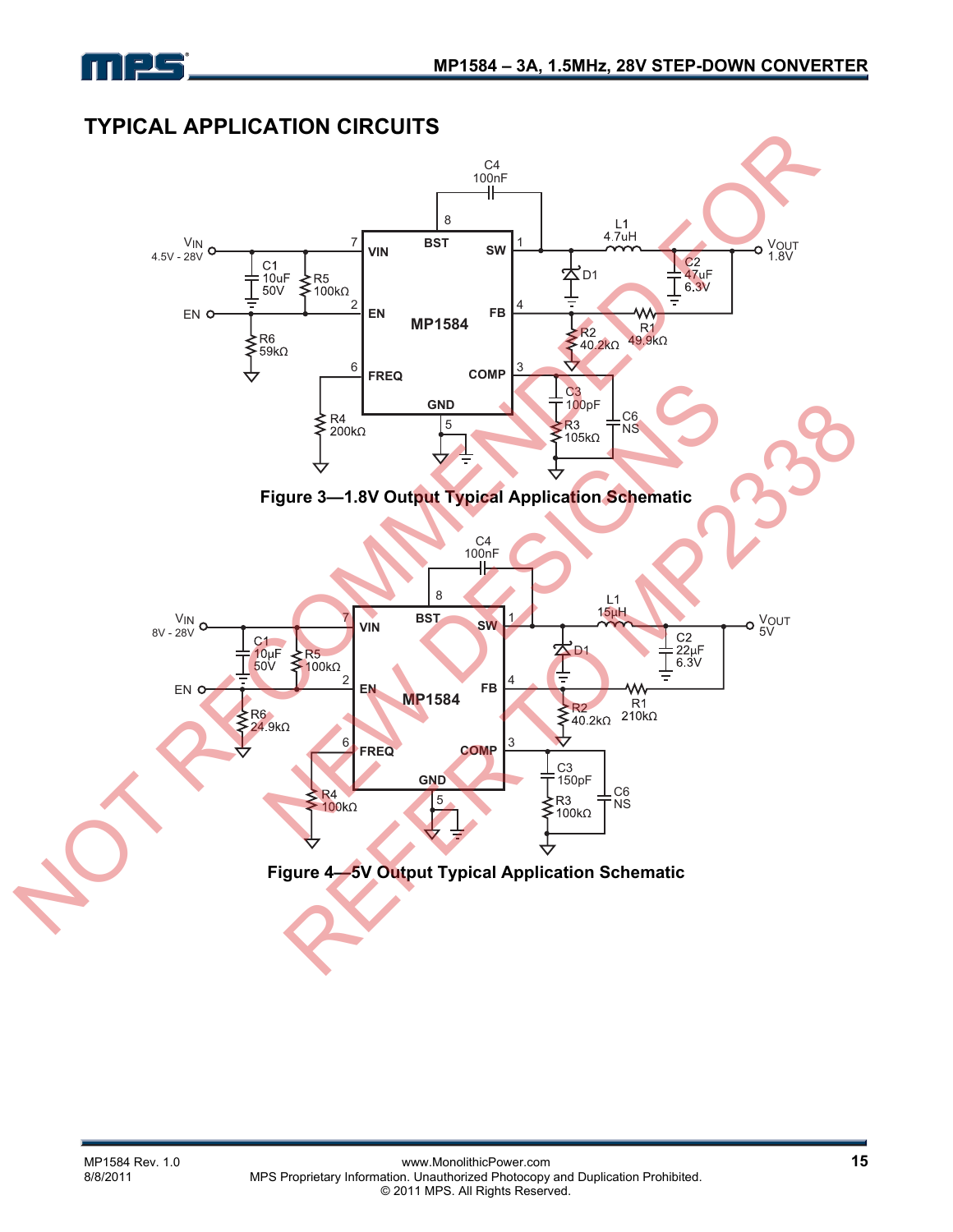## TYPICAL APPLICATION CIRCUITS

Figure 3—1.8V Output Typical Application Schematic

Figure 4—5V Output Typical Application Schematic

NOT RECOMMENDED FOR NEW DESIGNS REFER TO MP2338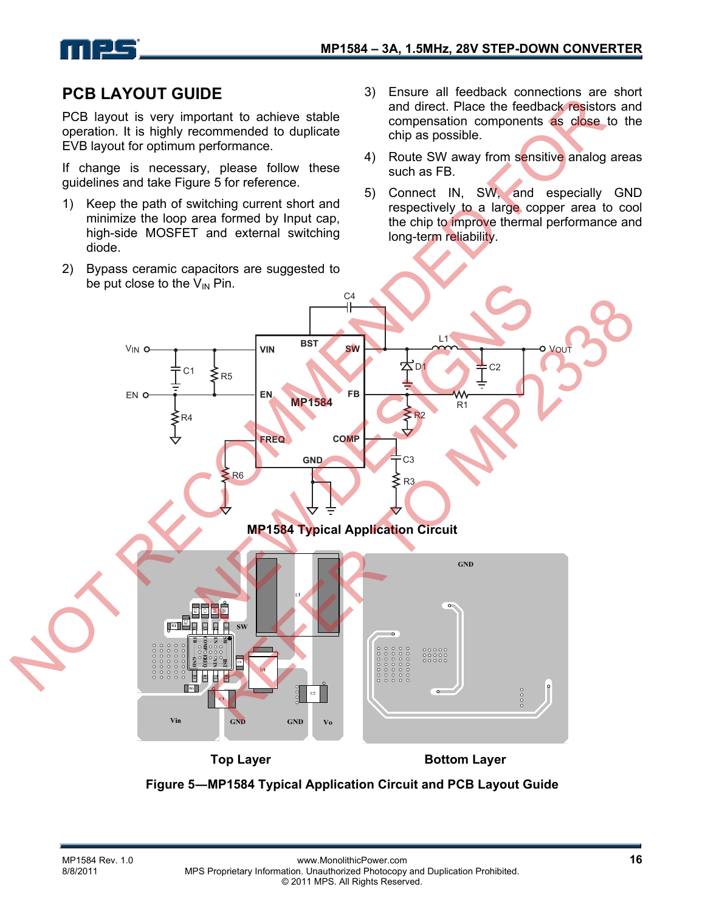## PCB LAYOUT GUIDE

PCB layout is very important to achieve stable operation. It is highly recommended to duplicate EVB layout for optimum performance.

If change is necessary, please follow these guidelines and take Figure 5 for reference.

1) Keep the path of switching current short and minimize the loop area formed by Input cap, high-side MOSFET and external switching diode.
2) Bypass ceramic capacitors are suggested to be put close to the $V_{IN}$ Pin.
3) Ensure all feedback connections are short and direct. Place the feedback resistors and compensation components as close to the chip as possible.
4) Route SW away from sensitive analog areas such as FB.
5) Connect IN, SW, and especially GND respectively to a large copper area to cool the chip to improve thermal performance and long-term reliability.

NOT RECOMMENDED FOR NEW DESIGNS REFER TO MP2338

**MP1584 Typical Application Circuit**

**Top Layer** **Bottom Layer**

**Figure 5—MP1584 Typical Application Circuit and PCB Layout Guide**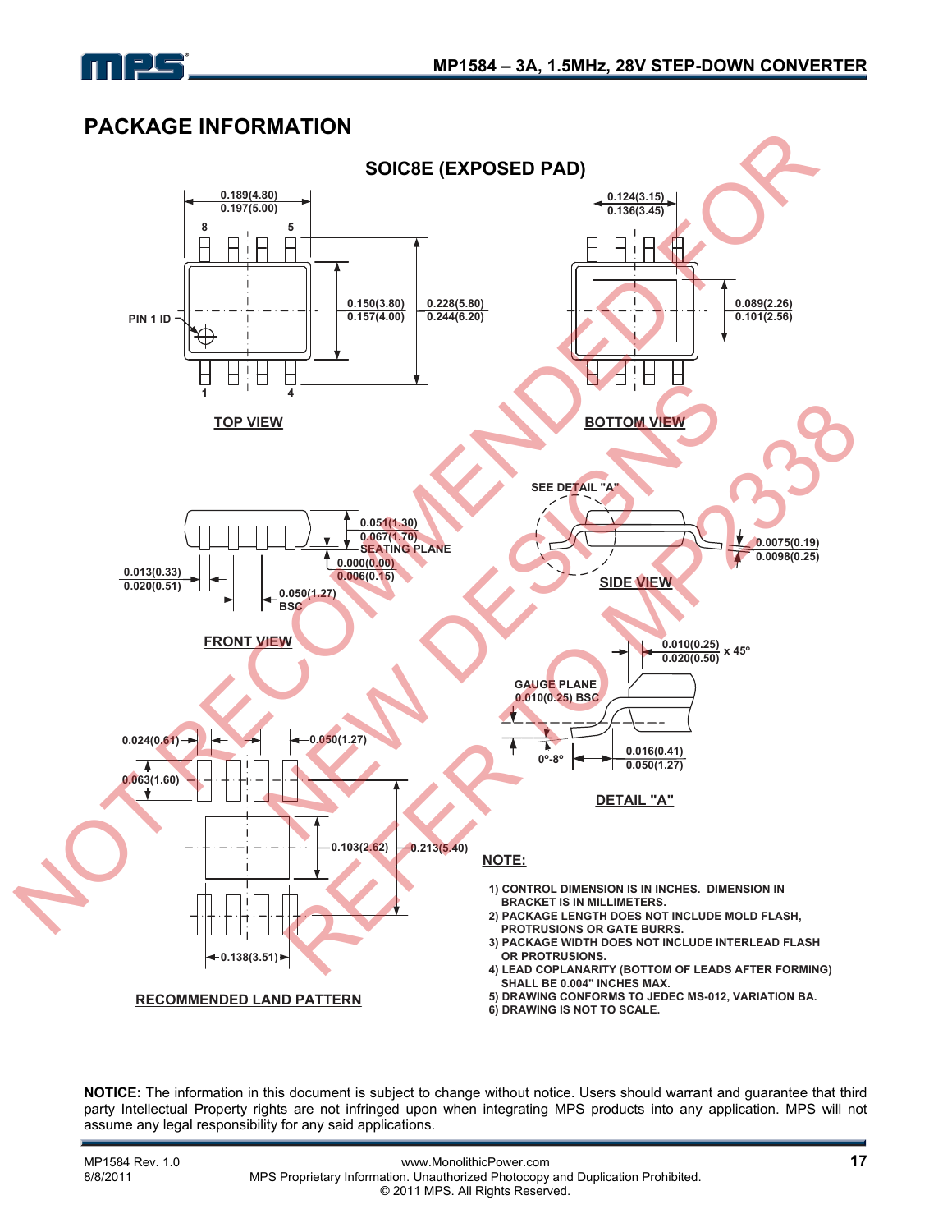## PACKAGE INFORMATION

### SOIC8E (EXPOSED PAD)

0.189(4.80)
0.197(5.00)

8 5

PIN 1 ID

1 4

0.150(3.80)
0.157(4.00)

0.228(5.80)
0.244(6.20)

TOP VIEW

0.124(3.15)
0.136(3.45)

0.089(2.26)
0.101(2.56)

BOTTOM VIEW

0.051(1.30)
0.067(1.70)
SEATING PLANE

0.000(0.00)
0.006(0.15)

0.013(0.33)
0.020(0.51)

0.050(1.27)
BSC

FRONT VIEW

SEE DETAIL "A"

0.0075(0.19)
0.0098(0.25)

SIDE VIEW

0.010(0.25)
0.020(0.50) x 45°

GAUGE PLANE
0.010(0.25) BSC

0°-8°

0.016(0.41)
0.050(1.27)

DETAIL "A"

0.024(0.61)

0.050(1.27)

0.063(1.60)

0.103(2.62)

0.213(5.40)

0.138(3.51)

RECOMMENDED LAND PATTERN

**NOTE:**

1) CONTROL DIMENSION IS IN INCHES. DIMENSION IN BRACKET IS IN MILLIMETERS.
2) PACKAGE LENGTH DOES NOT INCLUDE MOLD FLASH, PROTRUSIONS OR GATE BURRS.
3) PACKAGE WIDTH DOES NOT INCLUDE INTERLEAD FLASH OR PROTRUSIONS.
4) LEAD COPLANARITY (BOTTOM OF LEADS AFTER FORMING) SHALL BE 0.004" INCHES MAX.
5) DRAWING CONFORMS TO JEDEC MS-012, VARIATION BA.
6) DRAWING IS NOT TO SCALE.

NOT RECOMMENDED FOR NEW DESIGNS REFER TO MP2338

**NOTICE:** The information in this document is subject to change without notice. Users should warrant and guarantee that third party Intellectual Property rights are not infringed upon when integrating MPS products into any application. MPS will not assume any legal responsibility for any said applications.